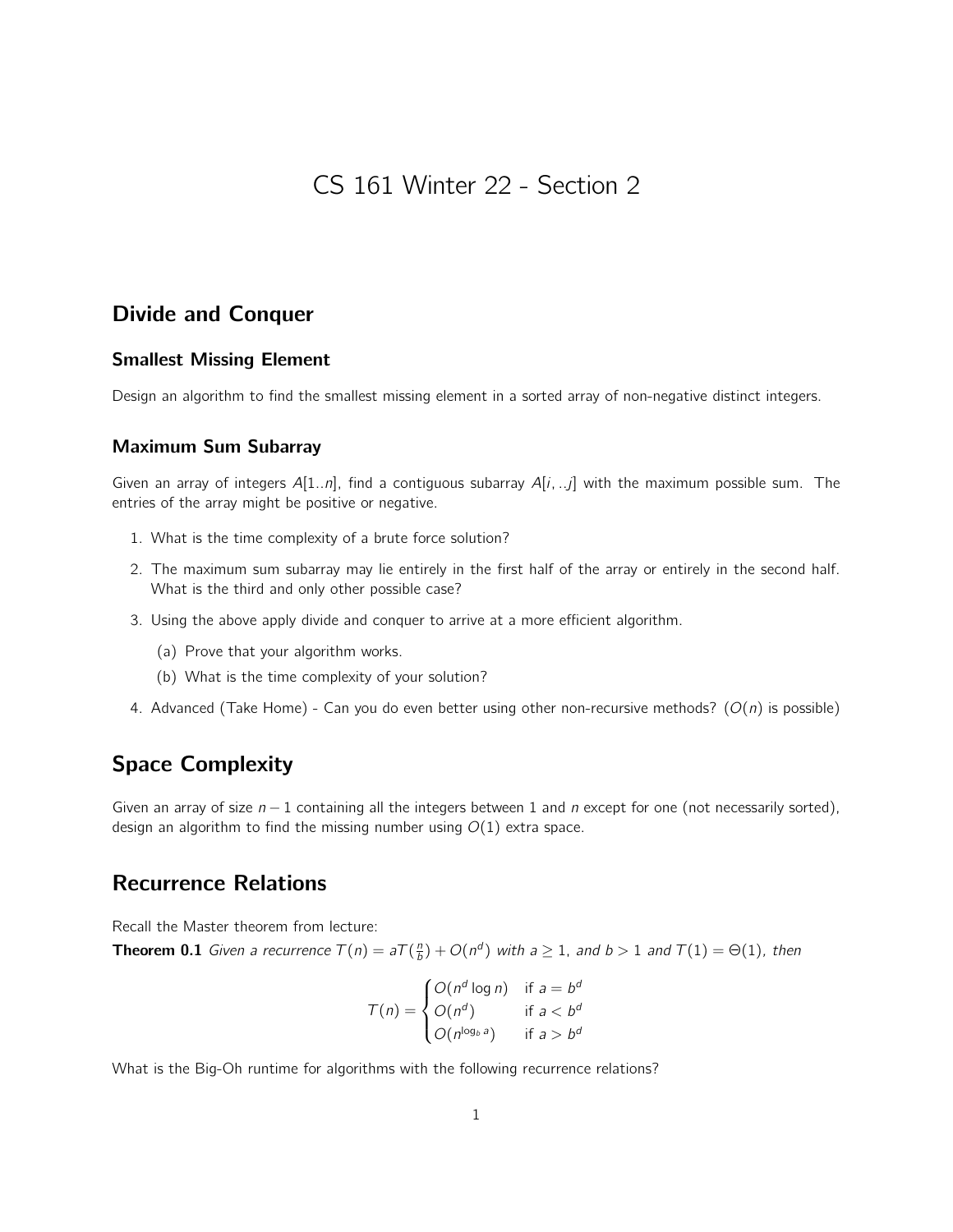# CS 161 Winter 22 - Section 2

## Divide and Conquer

### Smallest Missing Element

Design an algorithm to find the smallest missing element in a sorted array of non-negative distinct integers.

### Maximum Sum Subarray

Given an array of integers $A[1..n]$, find a contiguous subarray $A[i, ..j]$ with the maximum possible sum. The entries of the array might be positive or negative.

1. What is the time complexity of a brute force solution?
2. The maximum sum subarray may lie entirely in the first half of the array or entirely in the second half. What is the third and only other possible case?
3. Using the above apply divide and conquer to arrive at a more efficient algorithm.
   (a) Prove that your algorithm works.
   (b) What is the time complexity of your solution?
4. Advanced (Take Home) - Can you do even better using other non-recursive methods? ($O(n)$ is possible)

## Space Complexity

Given an array of size $n - 1$ containing all the integers between 1 and $n$ except for one (not necessarily sorted), design an algorithm to find the missing number using $O(1)$ extra space.

## Recurrence Relations

Recall the Master theorem from lecture:

**Theorem 0.1** *Given a recurrence $T(n) = aT(\frac{n}{b}) + O(n^d)$ with $a \geq 1$, and $b > 1$ and $T(1) = \Theta(1)$, then*

$$T(n) = \begin{cases} O(n^d \log n) & \text{if } a = b^d \\ O(n^d) & \text{if } a < b^d \\ O(n^{\log_b a}) & \text{if } a > b^d \end{cases}$$

What is the Big-Oh runtime for algorithms with the following recurrence relations?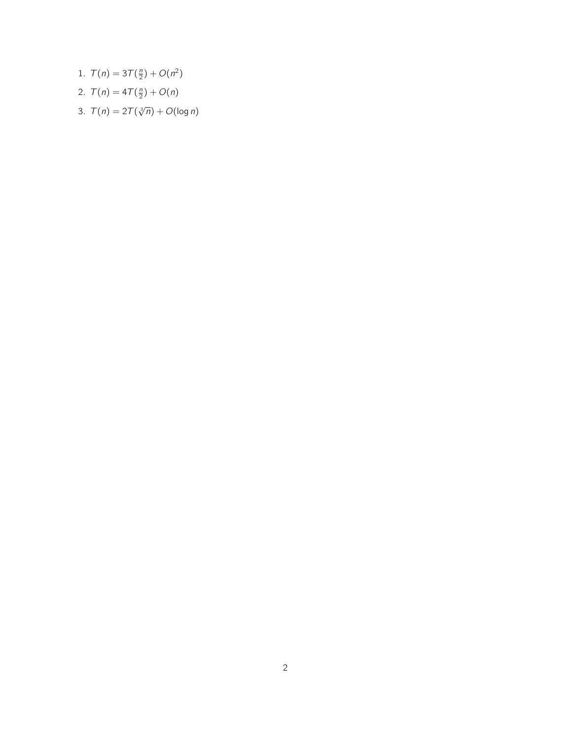1. $T(n) = 3T(\frac{n}{2}) + O(n^2)$
2. $T(n) = 4T(\frac{n}{2}) + O(n)$
3. $T(n) = 2T(\sqrt[3]{n}) + O(\log n)$